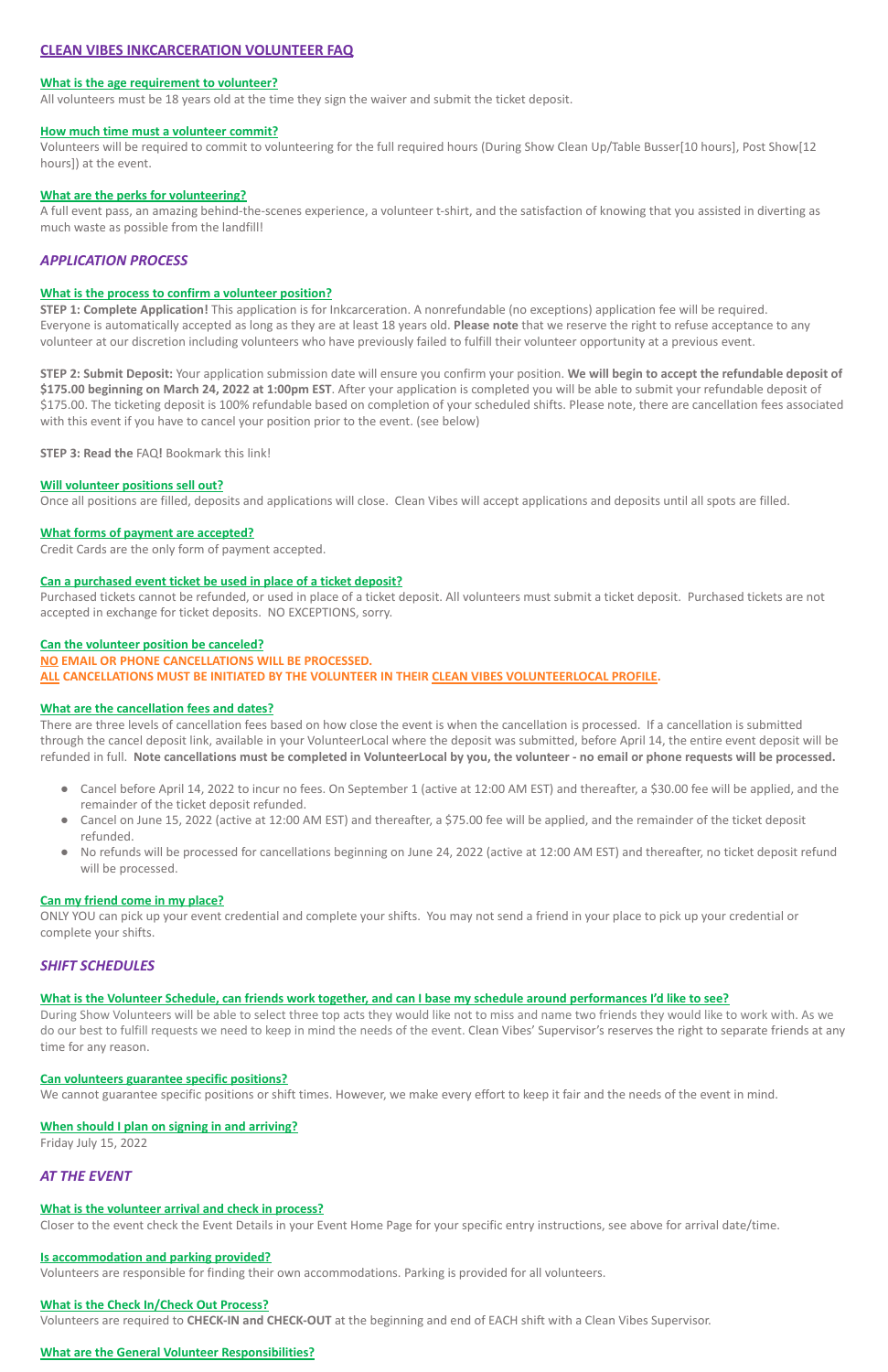# CLEAN VIBES INKCARCERATION VOLUNTEER FAQ

### What is the age requirement to volunteer?

All volunteers must be 18 years old at the time they sign the waiver and submit the ticket deposit.

### How much time must a volunteer commit?

Volunteers will be required to commit to volunteering for the full required hours (During Show Clean Up/Table Busser[10 hours], Post Show[12 hours]) at the event.

### What are the perks for volunteering?

A full event pass, an amazing behind-the-scenes experience, a volunteer t-shirt, and the satisfaction of knowing that you assisted in diverting as much waste as possible from the landfill!

## *APPLICATION PROCESS*

### What is the process to confirm a volunteer position?

**STEP 1: Complete Application!** This application is for Inkcarceration. A nonrefundable (no exceptions) application fee will be required. Everyone is automatically accepted as long as they are at least 18 years old. **Please note** that we reserve the right to refuse acceptance to any volunteer at our discretion including volunteers who have previously failed to fulfill their volunteer opportunity at a previous event.

**STEP 2: Submit Deposit:** Your application submission date will ensure you confirm your position. **We will begin to accept the refundable deposit of $175.00 beginning on March 24, 2022 at 1:00pm EST**. After your application is completed you will be able to submit your refundable deposit of $175.00. The ticketing deposit is 100% refundable based on completion of your scheduled shifts. Please note, there are cancellation fees associated with this event if you have to cancel your position prior to the event. (see below)

**STEP 3: Read the** FAQ**!** Bookmark this link!

### Will volunteer positions sell out?

Once all positions are filled, deposits and applications will close. Clean Vibes will accept applications and deposits until all spots are filled.

### What forms of payment are accepted?

Credit Cards are the only form of payment accepted.

### Can a purchased event ticket be used in place of a ticket deposit?

Purchased tickets cannot be refunded, or used in place of a ticket deposit. All volunteers must submit a ticket deposit. Purchased tickets are not accepted in exchange for ticket deposits. NO EXCEPTIONS, sorry.

### Can the volunteer position be canceled?

**NO EMAIL OR PHONE CANCELLATIONS WILL BE PROCESSED.**
**ALL CANCELLATIONS MUST BE INITIATED BY THE VOLUNTEER IN THEIR CLEAN VIBES VOLUNTEERLOCAL PROFILE.**

### What are the cancellation fees and dates?

There are three levels of cancellation fees based on how close the event is when the cancellation is processed. If a cancellation is submitted through the cancel deposit link, available in your VolunteerLocal where the deposit was submitted, before April 14, the entire event deposit will be refunded in full. **Note cancellations must be completed in VolunteerLocal by you, the volunteer - no email or phone requests will be processed.**

- Cancel before April 14, 2022 to incur no fees. On September 1 (active at 12:00 AM EST) and thereafter, a $30.00 fee will be applied, and the remainder of the ticket deposit refunded.
- Cancel on June 15, 2022 (active at 12:00 AM EST) and thereafter, a $75.00 fee will be applied, and the remainder of the ticket deposit refunded.
- No refunds will be processed for cancellations beginning on June 24, 2022 (active at 12:00 AM EST) and thereafter, no ticket deposit refund will be processed.

### Can my friend come in my place?

ONLY YOU can pick up your event credential and complete your shifts. You may not send a friend in your place to pick up your credential or complete your shifts.

## *SHIFT SCHEDULES*

### What is the Volunteer Schedule, can friends work together, and can I base my schedule around performances I'd like to see?

During Show Volunteers will be able to select three top acts they would like not to miss and name two friends they would like to work with. As we do our best to fulfill requests we need to keep in mind the needs of the event. Clean Vibes' Supervisor's reserves the right to separate friends at any time for any reason.

### Can volunteers guarantee specific positions?

We cannot guarantee specific positions or shift times. However, we make every effort to keep it fair and the needs of the event in mind.

### When should I plan on signing in and arriving?

Friday July 15, 2022

## *AT THE EVENT*

### What is the volunteer arrival and check in process?

Closer to the event check the Event Details in your Event Home Page for your specific entry instructions, see above for arrival date/time.

### Is accommodation and parking provided?

Volunteers are responsible for finding their own accommodations. Parking is provided for all volunteers.

### What is the Check In/Check Out Process?

Volunteers are required to **CHECK-IN and CHECK-OUT** at the beginning and end of EACH shift with a Clean Vibes Supervisor.

### What are the General Volunteer Responsibilities?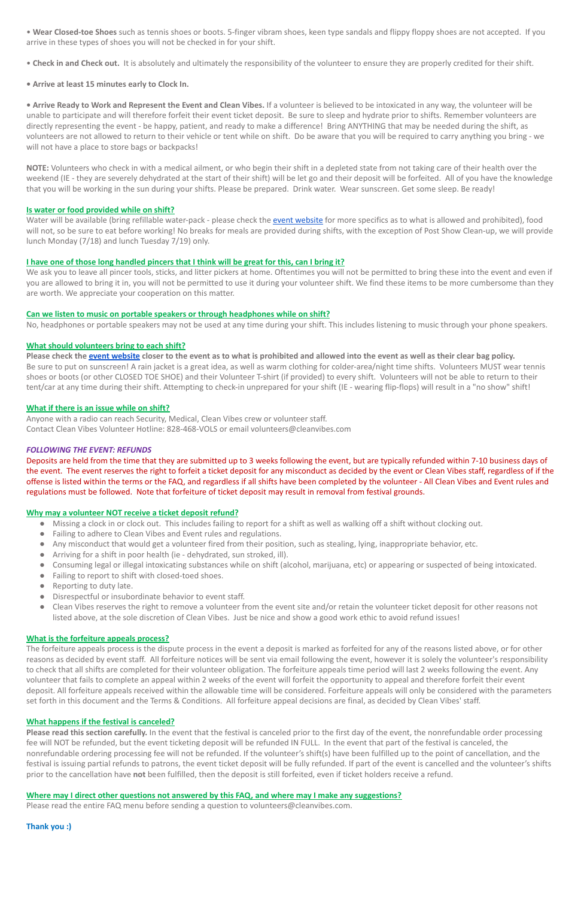• **Wear Closed-toe Shoes** such as tennis shoes or boots. 5-finger vibram shoes, keen type sandals and flippy floppy shoes are not accepted. If you arrive in these types of shoes you will not be checked in for your shift.

• **Check in and Check out.** It is absolutely and ultimately the responsibility of the volunteer to ensure they are properly credited for their shift.

• **Arrive at least 15 minutes early to Clock In.**

• **Arrive Ready to Work and Represent the Event and Clean Vibes.** If a volunteer is believed to be intoxicated in any way, the volunteer will be unable to participate and will therefore forfeit their event ticket deposit. Be sure to sleep and hydrate prior to shifts. Remember volunteers are directly representing the event - be happy, patient, and ready to make a difference! Bring ANYTHING that may be needed during the shift, as volunteers are not allowed to return to their vehicle or tent while on shift. Do be aware that you will be required to carry anything you bring - we will not have a place to store bags or backpacks!

**NOTE:** Volunteers who check in with a medical ailment, or who begin their shift in a depleted state from not taking care of their health over the weekend (IE - they are severely dehydrated at the start of their shift) will be let go and their deposit will be forfeited. All of you have the knowledge that you will be working in the sun during your shifts. Please be prepared. Drink water. Wear sunscreen. Get some sleep. Be ready!

### Is water or food provided while on shift?

Water will be available (bring refillable water-pack - please check the event website for more specifics as to what is allowed and prohibited), food will not, so be sure to eat before working! No breaks for meals are provided during shifts, with the exception of Post Show Clean-up, we will provide lunch Monday (7/18) and lunch Tuesday 7/19) only.

### I have one of those long handled pincers that I think will be great for this, can I bring it?

We ask you to leave all pincer tools, sticks, and litter pickers at home. Oftentimes you will not be permitted to bring these into the event and even if you are allowed to bring it in, you will not be permitted to use it during your volunteer shift. We find these items to be more cumbersome than they are worth. We appreciate your cooperation on this matter.

### Can we listen to music on portable speakers or through headphones while on shift?

No, headphones or portable speakers may not be used at any time during your shift. This includes listening to music through your phone speakers.

### What should volunteers bring to each shift?

**Please check the event website closer to the event as to what is prohibited and allowed into the event as well as their clear bag policy.** Be sure to put on sunscreen! A rain jacket is a great idea, as well as warm clothing for colder-area/night time shifts. Volunteers MUST wear tennis shoes or boots (or other CLOSED TOE SHOE) and their Volunteer T-shirt (if provided) to every shift. Volunteers will not be able to return to their tent/car at any time during their shift. Attempting to check-in unprepared for your shift (IE - wearing flip-flops) will result in a "no show" shift!

### What if there is an issue while on shift?

Anyone with a radio can reach Security, Medical, Clean Vibes crew or volunteer staff.
Contact Clean Vibes Volunteer Hotline: 828-468-VOLS or email volunteers@cleanvibes.com

### *FOLLOWING THE EVENT: REFUNDS*

Deposits are held from the time that they are submitted up to 3 weeks following the event, but are typically refunded within 7-10 business days of the event. The event reserves the right to forfeit a ticket deposit for any misconduct as decided by the event or Clean Vibes staff, regardless of if the offense is listed within the terms or the FAQ, and regardless if all shifts have been completed by the volunteer - All Clean Vibes and Event rules and regulations must be followed. Note that forfeiture of ticket deposit may result in removal from festival grounds.

### Why may a volunteer NOT receive a ticket deposit refund?

- Missing a clock in or clock out. This includes failing to report for a shift as well as walking off a shift without clocking out.
- Failing to adhere to Clean Vibes and Event rules and regulations.
- Any misconduct that would get a volunteer fired from their position, such as stealing, lying, inappropriate behavior, etc.
- Arriving for a shift in poor health (ie - dehydrated, sun stroked, ill).
- Consuming legal or illegal intoxicating substances while on shift (alcohol, marijuana, etc) or appearing or suspected of being intoxicated.
- Failing to report to shift with closed-toed shoes.
- Reporting to duty late.
- Disrespectful or insubordinate behavior to event staff.
- Clean Vibes reserves the right to remove a volunteer from the event site and/or retain the volunteer ticket deposit for other reasons not listed above, at the sole discretion of Clean Vibes. Just be nice and show a good work ethic to avoid refund issues!

### What is the forfeiture appeals process?

The forfeiture appeals process is the dispute process in the event a deposit is marked as forfeited for any of the reasons listed above, or for other reasons as decided by event staff. All forfeiture notices will be sent via email following the event, however it is solely the volunteer's responsibility to check that all shifts are completed for their volunteer obligation. The forfeiture appeals time period will last 2 weeks following the event. Any volunteer that fails to complete an appeal within 2 weeks of the event will forfeit the opportunity to appeal and therefore forfeit their event deposit. All forfeiture appeals received within the allowable time will be considered. Forfeiture appeals will only be considered with the parameters set forth in this document and the Terms & Conditions. All forfeiture appeal decisions are final, as decided by Clean Vibes' staff.

### What happens if the festival is canceled?

**Please read this section carefully.** In the event that the festival is canceled prior to the first day of the event, the nonrefundable order processing fee will NOT be refunded, but the event ticketing deposit will be refunded IN FULL. In the event that part of the festival is canceled, the nonrefundable ordering processing fee will not be refunded. If the volunteer's shift(s) have been fulfilled up to the point of cancellation, and the festival is issuing partial refunds to patrons, the event ticket deposit will be fully refunded. If part of the event is cancelled and the volunteer's shifts prior to the cancellation have **not** been fulfilled, then the deposit is still forfeited, even if ticket holders receive a refund.

### Where may I direct other questions not answered by this FAQ, and where may I make any suggestions?

Please read the entire FAQ menu before sending a question to volunteers@cleanvibes.com.

**Thank you :)**